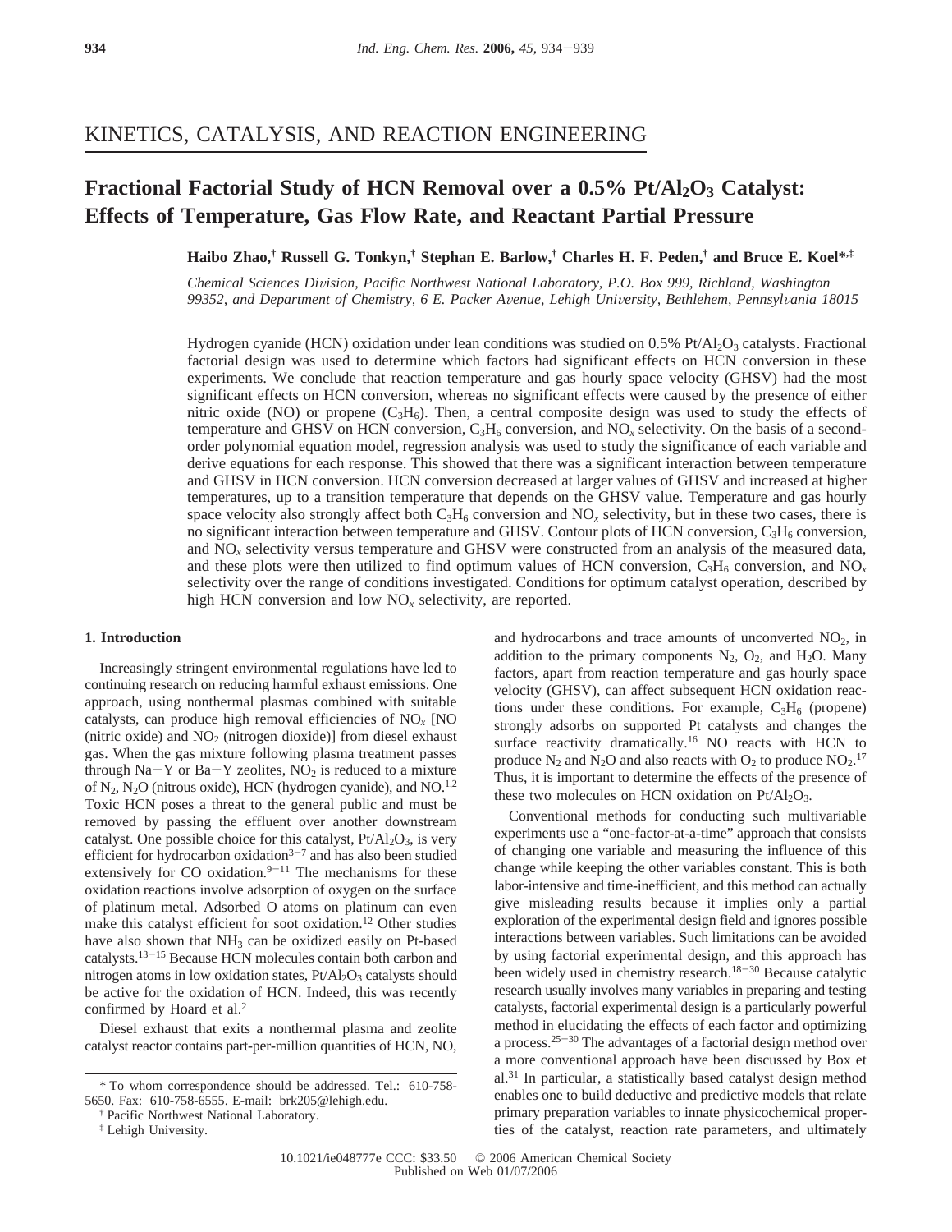# KINETICS, CATALYSIS, AND REACTION ENGINEERING

## Fractional Factorial Study of HCN Removal over a 0.5% $Pt/Al_2O_3$ Catalyst: Effects of Temperature, Gas Flow Rate, and Reactant Partial Pressure

**Haibo Zhao,[†] Russell G. Tonkyn,[†] Stephan E. Barlow,[†] Charles H. F. Peden,[†] and Bruce E. Koel*,[‡]**

*Chemical Sciences Division, Pacific Northwest National Laboratory, P.O. Box 999, Richland, Washington 99352, and Department of Chemistry, 6 E. Packer Avenue, Lehigh University, Bethlehem, Pennsylvania 18015*

Hydrogen cyanide (HCN) oxidation under lean conditions was studied on 0.5% $Pt/Al_2O_3$ catalysts. Fractional factorial design was used to determine which factors had significant effects on HCN conversion in these experiments. We conclude that reaction temperature and gas hourly space velocity (GHSV) had the most significant effects on HCN conversion, whereas no significant effects were caused by the presence of either nitric oxide (NO) or propene ($C_3H_6$). Then, a central composite design was used to study the effects of temperature and GHSV on HCN conversion, $C_3H_6$ conversion, and $NO_x$ selectivity. On the basis of a second-order polynomial equation model, regression analysis was used to study the significance of each variable and derive equations for each response. This showed that there was a significant interaction between temperature and GHSV in HCN conversion. HCN conversion decreased at larger values of GHSV and increased at higher temperatures, up to a transition temperature that depends on the GHSV value. Temperature and gas hourly space velocity also strongly affect both $C_3H_6$ conversion and $NO_x$ selectivity, but in these two cases, there is no significant interaction between temperature and GHSV. Contour plots of HCN conversion, $C_3H_6$ conversion, and $NO_x$ selectivity versus temperature and GHSV were constructed from an analysis of the measured data, and these plots were then utilized to find optimum values of HCN conversion, $C_3H_6$ conversion, and $NO_x$ selectivity over the range of conditions investigated. Conditions for optimum catalyst operation, described by high HCN conversion and low $NO_x$ selectivity, are reported.

### 1. Introduction

Increasingly stringent environmental regulations have led to continuing research on reducing harmful exhaust emissions. One approach, using nonthermal plasmas combined with suitable catalysts, can produce high removal efficiencies of $NO_x$ [NO (nitric oxide) and $NO_2$ (nitrogen dioxide)] from diesel exhaust gas. When the gas mixture following plasma treatment passes through Na−Y or Ba−Y zeolites, $NO_2$ is reduced to a mixture of $N_2$, $N_2O$ (nitrous oxide), HCN (hydrogen cyanide), and NO.[1,2] Toxic HCN poses a threat to the general public and must be removed by passing the effluent over another downstream catalyst. One possible choice for this catalyst, $Pt/Al_2O_3$, is very efficient for hydrocarbon oxidation[3−7] and has also been studied extensively for CO oxidation.[9−11] The mechanisms for these oxidation reactions involve adsorption of oxygen on the surface of platinum metal. Adsorbed O atoms on platinum can even make this catalyst efficient for soot oxidation.[12] Other studies have also shown that $NH_3$ can be oxidized easily on Pt-based catalysts.[13−15] Because HCN molecules contain both carbon and nitrogen atoms in low oxidation states, $Pt/Al_2O_3$ catalysts should be active for the oxidation of HCN. Indeed, this was recently confirmed by Hoard et al.[2]

Diesel exhaust that exits a nonthermal plasma and zeolite catalyst reactor contains part-per-million quantities of HCN, NO, and hydrocarbons and trace amounts of unconverted $NO_2$, in addition to the primary components $N_2$, $O_2$, and $H_2O$. Many factors, apart from reaction temperature and gas hourly space velocity (GHSV), can affect subsequent HCN oxidation reactions under these conditions. For example, $C_3H_6$ (propene) strongly adsorbs on supported Pt catalysts and changes the surface reactivity dramatically.[16] NO reacts with HCN to produce $N_2$ and $N_2O$ and also reacts with $O_2$ to produce $NO_2$.[17] Thus, it is important to determine the effects of the presence of these two molecules on HCN oxidation on $Pt/Al_2O_3$.

Conventional methods for conducting such multivariable experiments use a "one-factor-at-a-time" approach that consists of changing one variable and measuring the influence of this change while keeping the other variables constant. This is both labor-intensive and time-inefficient, and this method can actually give misleading results because it implies only a partial exploration of the experimental design field and ignores possible interactions between variables. Such limitations can be avoided by using factorial experimental design, and this approach has been widely used in chemistry research.[18−30] Because catalytic research usually involves many variables in preparing and testing catalysts, factorial experimental design is a particularly powerful method in elucidating the effects of each factor and optimizing a process.[25−30] The advantages of a factorial design method over a more conventional approach have been discussed by Box et al.[31] In particular, a statistically based catalyst design method enables one to build deductive and predictive models that relate primary preparation variables to innate physicochemical properties of the catalyst, reaction rate parameters, and ultimately

\* To whom correspondence should be addressed. Tel.: 610-758-5650. Fax: 610-758-6555. E-mail: brk205@lehigh.edu.

[†] Pacific Northwest National Laboratory.

[‡] Lehigh University.

10.1021/ie048777e CCC: \$33.50 © 2006 American Chemical Society
Published on Web 01/07/2006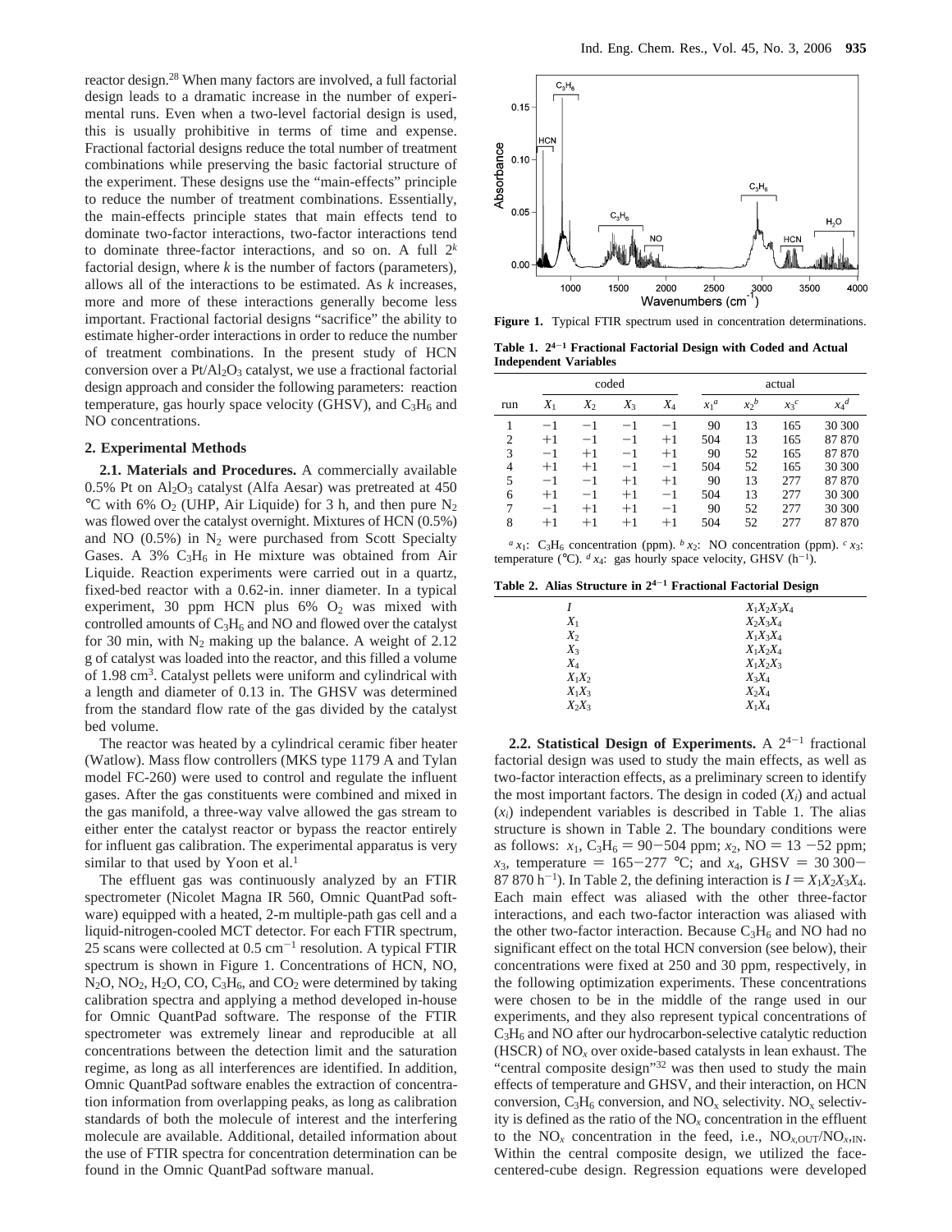reactor design.[28] When many factors are involved, a full factorial design leads to a dramatic increase in the number of experimental runs. Even when a two-level factorial design is used, this is usually prohibitive in terms of time and expense. Fractional factorial designs reduce the total number of treatment combinations while preserving the basic factorial structure of the experiment. These designs use the "main-effects" principle to reduce the number of treatment combinations. Essentially, the main-effects principle states that main effects tend to dominate two-factor interactions, two-factor interactions tend to dominate three-factor interactions, and so on. A full $2^k$ factorial design, where $k$ is the number of factors (parameters), allows all of the interactions to be estimated. As $k$ increases, more and more of these interactions generally become less important. Fractional factorial designs "sacrifice" the ability to estimate higher-order interactions in order to reduce the number of treatment combinations. In the present study of HCN conversion over a $Pt/Al_2O_3$ catalyst, we use a fractional factorial design approach and consider the following parameters: reaction temperature, gas hourly space velocity (GHSV), and $C_3H_6$ and NO concentrations.

## 2. Experimental Methods

**2.1. Materials and Procedures.** A commercially available 0.5% Pt on $Al_2O_3$ catalyst (Alfa Aesar) was pretreated at 450 °C with 6% $O_2$ (UHP, Air Liquide) for 3 h, and then pure $N_2$ was flowed over the catalyst overnight. Mixtures of HCN (0.5%) and NO (0.5%) in $N_2$ were purchased from Scott Specialty Gases. A 3% $C_3H_6$ in He mixture was obtained from Air Liquide. Reaction experiments were carried out in a quartz, fixed-bed reactor with a 0.62-in. inner diameter. In a typical experiment, 30 ppm HCN plus 6% $O_2$ was mixed with controlled amounts of $C_3H_6$ and NO and flowed over the catalyst for 30 min, with $N_2$ making up the balance. A weight of 2.12 g of catalyst was loaded into the reactor, and this filled a volume of 1.98 $cm^3$. Catalyst pellets were uniform and cylindrical with a length and diameter of 0.13 in. The GHSV was determined from the standard flow rate of the gas divided by the catalyst bed volume.

The reactor was heated by a cylindrical ceramic fiber heater (Watlow). Mass flow controllers (MKS type 1179 A and Tylan model FC-260) were used to control and regulate the influent gases. After the gas constituents were combined and mixed in the gas manifold, a three-way valve allowed the gas stream to either enter the catalyst reactor or bypass the reactor entirely for influent gas calibration. The experimental apparatus is very similar to that used by Yoon et al.[1]

The effluent gas was continuously analyzed by an FTIR spectrometer (Nicolet Magna IR 560, Omnic QuantPad software) equipped with a heated, 2-m multiple-path gas cell and a liquid-nitrogen-cooled MCT detector. For each FTIR spectrum, 25 scans were collected at 0.5 $cm^{-1}$ resolution. A typical FTIR spectrum is shown in Figure 1. Concentrations of HCN, NO, $N_2O$, $NO_2$, $H_2O$, CO, $C_3H_6$, and $CO_2$ were determined by taking calibration spectra and applying a method developed in-house for Omnic QuantPad software. The response of the FTIR spectrometer was extremely linear and reproducible at all concentrations between the detection limit and the saturation regime, as long as all interferences are identified. In addition, Omnic QuantPad software enables the extraction of concentration information from overlapping peaks, as long as calibration standards of both the molecule of interest and the interfering molecule are available. Additional, detailed information about the use of FTIR spectra for concentration determination can be found in the Omnic QuantPad software manual.

**Figure 1.** Typical FTIR spectrum used in concentration determinations.

**Table 1. $2^{4-1}$ Fractional Factorial Design with Coded and Actual Independent Variables**

| | coded | | | | actual | | | |
|---|---|---|---|---|---|---|---|---|
| run | $X_1$ | $X_2$ | $X_3$ | $X_4$ | $x_1$[a] | $x_2$[b] | $x_3$[c] | $x_4$[d] |
| 1 | −1 | −1 | −1 | −1 | 90 | 13 | 165 | 30 300 |
| 2 | +1 | −1 | −1 | +1 | 504 | 13 | 165 | 87 870 |
| 3 | −1 | +1 | −1 | +1 | 90 | 52 | 165 | 87 870 |
| 4 | +1 | +1 | −1 | −1 | 504 | 52 | 165 | 30 300 |
| 5 | −1 | −1 | +1 | +1 | 90 | 13 | 277 | 87 870 |
| 6 | +1 | −1 | +1 | −1 | 504 | 13 | 277 | 30 300 |
| 7 | −1 | +1 | +1 | −1 | 90 | 52 | 277 | 30 300 |
| 8 | +1 | +1 | +1 | +1 | 504 | 52 | 277 | 87 870 |

[a] $x_1$: $C_3H_6$ concentration (ppm). [b] $x_2$: NO concentration (ppm). [c] $x_3$: temperature (°C). [d] $x_4$: gas hourly space velocity, GHSV ($h^{-1}$).

**Table 2. Alias Structure in $2^{4-1}$ Fractional Factorial Design**

| | |
|---|---|
| $I$ | $X_1X_2X_3X_4$ |
| $X_1$ | $X_2X_3X_4$ |
| $X_2$ | $X_1X_3X_4$ |
| $X_3$ | $X_1X_2X_4$ |
| $X_4$ | $X_1X_2X_3$ |
| $X_1X_2$ | $X_3X_4$ |
| $X_1X_3$ | $X_2X_4$ |
| $X_2X_3$ | $X_1X_4$ |

**2.2. Statistical Design of Experiments.** A $2^{4-1}$ fractional factorial design was used to study the main effects, as well as two-factor interaction effects, as a preliminary screen to identify the most important factors. The design in coded ($X_i$) and actual ($x_i$) independent variables is described in Table 1. The alias structure is shown in Table 2. The boundary conditions were as follows: $x_1$, $C_3H_6$ = 90−504 ppm; $x_2$, NO = 13 −52 ppm; $x_3$, temperature = 165−277 °C; and $x_4$, GHSV = 30 300−87 870 $h^{-1}$). In Table 2, the defining interaction is $I = X_1X_2X_3X_4$. Each main effect was aliased with the other three-factor interactions, and each two-factor interaction was aliased with the other two-factor interaction. Because $C_3H_6$ and NO had no significant effect on the total HCN conversion (see below), their concentrations were fixed at 250 and 30 ppm, respectively, in the following optimization experiments. These concentrations were chosen to be in the middle of the range used in our experiments, and they also represent typical concentrations of $C_3H_6$ and NO after our hydrocarbon-selective catalytic reduction (HSCR) of $NO_x$ over oxide-based catalysts in lean exhaust. The "central composite design"[32] was then used to study the main effects of temperature and GHSV, and their interaction, on HCN conversion, $C_3H_6$ conversion, and $NO_x$ selectivity. $NO_x$ selectivity is defined as the ratio of the $NO_x$ concentration in the effluent to the $NO_x$ concentration in the feed, i.e., $NO_{x,OUT}/NO_{x,IN}$. Within the central composite design, we utilized the face-centered-cube design. Regression equations were developed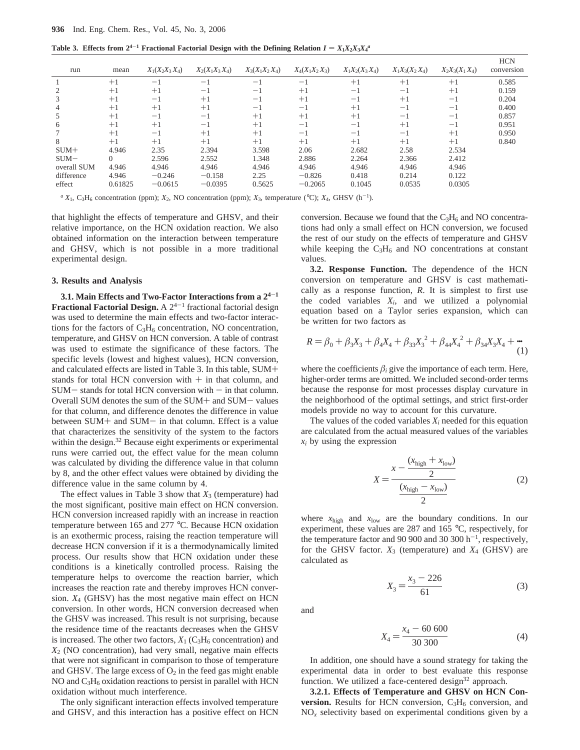**Table 3. Effects from $2^{4-1}$ Fractional Factorial Design with the Defining Relation $I = X_1X_2X_3X_4$**[a]

| run | mean | $X_1(X_2X_3X_4)$ | $X_2(X_1X_3X_4)$ | $X_3(X_1X_2X_4)$ | $X_4(X_1X_2X_3)$ | $X_1X_2(X_3X_4)$ | $X_1X_3(X_2X_4)$ | $X_2X_3(X_1X_4)$ | HCN conversion |
|---|---|---|---|---|---|---|---|---|---|
| 1 | +1 | −1 | −1 | −1 | −1 | +1 | +1 | +1 | 0.585 |
| 2 | +1 | +1 | −1 | −1 | +1 | −1 | −1 | +1 | 0.159 |
| 3 | +1 | −1 | +1 | −1 | +1 | −1 | +1 | −1 | 0.204 |
| 4 | +1 | +1 | +1 | −1 | −1 | +1 | −1 | −1 | 0.400 |
| 5 | +1 | −1 | −1 | +1 | +1 | +1 | −1 | −1 | 0.857 |
| 6 | +1 | +1 | −1 | +1 | −1 | −1 | +1 | −1 | 0.951 |
| 7 | +1 | −1 | +1 | +1 | −1 | −1 | −1 | +1 | 0.950 |
| 8 | +1 | +1 | +1 | +1 | +1 | +1 | +1 | +1 | 0.840 |
| SUM+ | 4.946 | 2.35 | 2.394 | 3.598 | 2.06 | 2.682 | 2.58 | 2.534 | |
| SUM− | 0 | 2.596 | 2.552 | 1.348 | 2.886 | 2.264 | 2.366 | 2.412 | |
| overall SUM | 4.946 | 4.946 | 4.946 | 4.946 | 4.946 | 4.946 | 4.946 | 4.946 | |
| difference | 4.946 | −0.246 | −0.158 | 2.25 | −0.826 | 0.418 | 0.214 | 0.122 | |
| effect | 0.61825 | −0.0615 | −0.0395 | 0.5625 | −0.2065 | 0.1045 | 0.0535 | 0.0305 | |

[a] $X_1$, $C_3H_6$ concentration (ppm); $X_2$, NO concentration (ppm); $X_3$, temperature (°C); $X_4$, GHSV ($h^{-1}$).

that highlight the effects of temperature and GHSV, and their relative importance, on the HCN oxidation reaction. We also obtained information on the interaction between temperature and GHSV, which is not possible in a more traditional experimental design.

## 3. Results and Analysis

**3.1. Main Effects and Two-Factor Interactions from a $2^{4-1}$ Fractional Factorial Design.** A $2^{4-1}$ fractional factorial design was used to determine the main effects and two-factor interactions for the factors of $C_3H_6$ concentration, NO concentration, temperature, and GHSV on HCN conversion. A table of contrast was used to estimate the significance of these factors. The specific levels (lowest and highest values), HCN conversion, and calculated effects are listed in Table 3. In this table, SUM+ stands for total HCN conversion with + in that column, and SUM− stands for total HCN conversion with − in that column. Overall SUM denotes the sum of the SUM+ and SUM− values for that column, and difference denotes the difference in value between SUM+ and SUM− in that column. Effect is a value that characterizes the sensitivity of the system to the factors within the design.[32] Because eight experiments or experimental runs were carried out, the effect value for the mean column was calculated by dividing the difference value in that column by 8, and the other effect values were obtained by dividing the difference value in the same column by 4.

The effect values in Table 3 show that $X_3$ (temperature) had the most significant, positive main effect on HCN conversion. HCN conversion increased rapidly with an increase in reaction temperature between 165 and 277 °C. Because HCN oxidation is an exothermic process, raising the reaction temperature will decrease HCN conversion if it is a thermodynamically limited process. Our results show that HCN oxidation under these conditions is a kinetically controlled process. Raising the temperature helps to overcome the reaction barrier, which increases the reaction rate and thereby improves HCN conversion. $X_4$ (GHSV) has the most negative main effect on HCN conversion. In other words, HCN conversion decreased when the GHSV was increased. This result is not surprising, because the residence time of the reactants decreases when the GHSV is increased. The other two factors, $X_1$ ($C_3H_6$ concentration) and $X_2$ (NO concentration), had very small, negative main effects that were not significant in comparison to those of temperature and GHSV. The large excess of $O_2$ in the feed gas might enable NO and $C_3H_6$ oxidation reactions to persist in parallel with HCN oxidation without much interference.

The only significant interaction effects involved temperature and GHSV, and this interaction has a positive effect on HCN conversion. Because we found that the $C_3H_6$ and NO concentrations had only a small effect on HCN conversion, we focused the rest of our study on the effects of temperature and GHSV while keeping the $C_3H_6$ and NO concentrations at constant values.

**3.2. Response Function.** The dependence of the HCN conversion on temperature and GHSV is cast mathematically as a response function, $R$. It is simplest to first use the coded variables $X_i$, and we utilized a polynomial equation based on a Taylor series expansion, which can be written for two factors as

$$R = \beta_0 + \beta_3 X_3 + \beta_4 X_4 + \beta_{33} X_3^{\,2} + \beta_{44} X_4^{\,2} + \beta_{34} X_3 X_4 + \cdots \quad (1)$$

where the coefficients $\beta_i$ give the importance of each term. Here, higher-order terms are omitted. We included second-order terms because the response for most processes display curvature in the neighborhood of the optimal settings, and strict first-order models provide no way to account for this curvature.

The values of the coded variables $X_i$ needed for this equation are calculated from the actual measured values of the variables $x_i$ by using the expression

$$X = \frac{x - \dfrac{(x_{\text{high}} + x_{\text{low}})}{2}}{\dfrac{(x_{\text{high}} - x_{\text{low}})}{2}} \quad (2)$$

where $x_{\text{high}}$ and $x_{\text{low}}$ are the boundary conditions. In our experiment, these values are 287 and 165 °C, respectively, for the temperature factor and 90 900 and 30 300 $h^{-1}$, respectively, for the GHSV factor. $X_3$ (temperature) and $X_4$ (GHSV) are calculated as

$$X_3 = \frac{x_3 - 226}{61} \quad (3)$$

and

$$X_4 = \frac{x_4 - 60\,600}{30\,300} \quad (4)$$

In addition, one should have a sound strategy for taking the experimental data in order to best evaluate this response function. We utilized a face-centered design[32] approach.

**3.2.1. Effects of Temperature and GHSV on HCN Conversion.** Results for HCN conversion, $C_3H_6$ conversion, and $NO_x$ selectivity based on experimental conditions given by a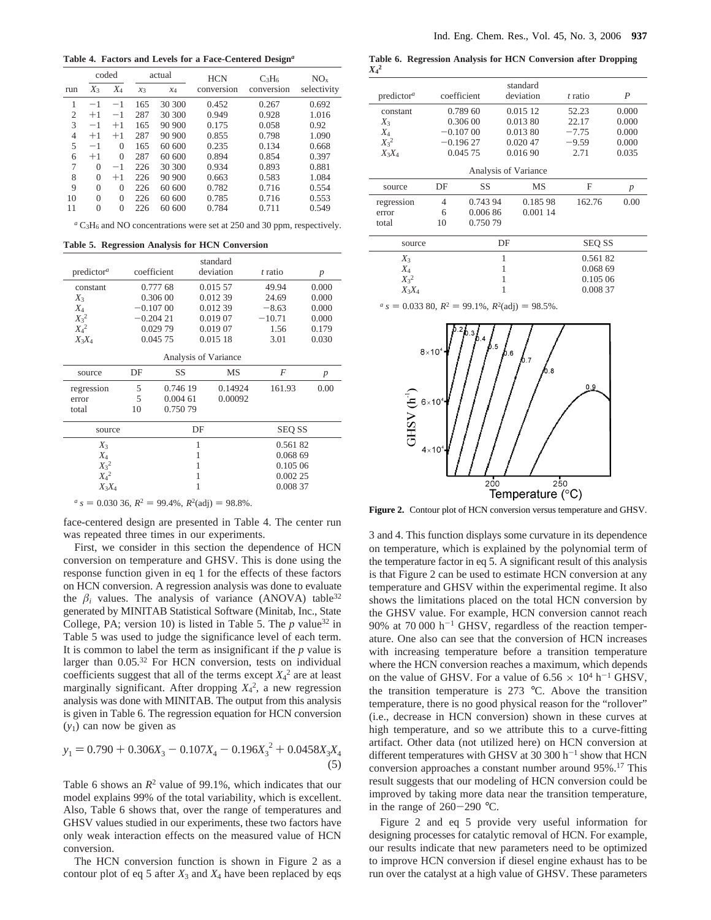**Table 4. Factors and Levels for a Face-Centered Design[a]**

| run | coded $X_3$ | coded $X_4$ | actual $x_3$ | actual $x_4$ | HCN conversion | $C_3H_6$ conversion | $NO_x$ selectivity |
|---|---|---|---|---|---|---|---|
| 1 | −1 | −1 | 165 | 30 300 | 0.452 | 0.267 | 0.692 |
| 2 | +1 | −1 | 287 | 30 300 | 0.949 | 0.928 | 1.016 |
| 3 | −1 | +1 | 165 | 90 900 | 0.175 | 0.058 | 0.92 |
| 4 | +1 | +1 | 287 | 90 900 | 0.855 | 0.798 | 1.090 |
| 5 | −1 | 0 | 165 | 60 600 | 0.235 | 0.134 | 0.668 |
| 6 | +1 | 0 | 287 | 60 600 | 0.894 | 0.854 | 0.397 |
| 7 | 0 | −1 | 226 | 30 300 | 0.934 | 0.893 | 0.881 |
| 8 | 0 | +1 | 226 | 90 900 | 0.663 | 0.583 | 1.084 |
| 9 | 0 | 0 | 226 | 60 600 | 0.782 | 0.716 | 0.554 |
| 10 | 0 | 0 | 226 | 60 600 | 0.785 | 0.716 | 0.553 |
| 11 | 0 | 0 | 226 | 60 600 | 0.784 | 0.711 | 0.549 |

[a] $C_3H_6$ and NO concentrations were set at 250 and 30 ppm, respectively.

**Table 5. Regression Analysis for HCN Conversion**

| predictor[a] | coefficient | standard deviation | *t* ratio | *p* |
|---|---|---|---|---|
| constant | 0.777 68 | 0.015 57 | 49.94 | 0.000 |
| $X_3$ | 0.306 00 | 0.012 39 | 24.69 | 0.000 |
| $X_4$ | −0.107 00 | 0.012 39 | −8.63 | 0.000 |
| $X_3^2$ | −0.204 21 | 0.019 07 | −10.71 | 0.000 |
| $X_4^2$ | 0.029 79 | 0.019 07 | 1.56 | 0.179 |
| $X_3X_4$ | 0.045 75 | 0.015 18 | 3.01 | 0.030 |

Analysis of Variance

| source | DF | SS | MS | *F* | *p* |
|---|---|---|---|---|---|
| regression | 5 | 0.746 19 | 0.14924 | 161.93 | 0.00 |
| error | 5 | 0.004 61 | 0.00092 | | |
| total | 10 | 0.750 79 | | | |

| source | DF | SEQ SS |
|---|---|---|
| $X_3$ | 1 | 0.561 82 |
| $X_4$ | 1 | 0.068 69 |
| $X_3^2$ | 1 | 0.105 06 |
| $X_4^2$ | 1 | 0.002 25 |
| $X_3X_4$ | 1 | 0.008 37 |

[a] $s = 0.030\ 36$, $R^2 = 99.4\%$, $R^2(\text{adj}) = 98.8\%$.

face-centered design are presented in Table 4. The center run was repeated three times in our experiments.

First, we consider in this section the dependence of HCN conversion on temperature and GHSV. This is done using the response function given in eq 1 for the effects of these factors on HCN conversion. A regression analysis was done to evaluate the $\beta_i$ values. The analysis of variance (ANOVA) table[32] generated by MINITAB Statistical Software (Minitab, Inc., State College, PA; version 10) is listed in Table 5. The *p* value[32] in Table 5 was used to judge the significance level of each term. It is common to label the term as insignificant if the *p* value is larger than 0.05.[32] For HCN conversion, tests on individual coefficients suggest that all of the terms except $X_4^2$ are at least marginally significant. After dropping $X_4^2$, a new regression analysis was done with MINITAB. The output from this analysis is given in Table 6. The regression equation for HCN conversion ($y_1$) can now be given as

$$y_1 = 0.790 + 0.306X_3 - 0.107X_4 - 0.196{X_3}^2 + 0.0458X_3X_4 \quad (5)$$

Table 6 shows an $R^2$ value of 99.1%, which indicates that our model explains 99% of the total variability, which is excellent. Also, Table 6 shows that, over the range of temperatures and GHSV values studied in our experiments, these two factors have only weak interaction effects on the measured value of HCN conversion.

The HCN conversion function is shown in Figure 2 as a contour plot of eq 5 after $X_3$ and $X_4$ have been replaced by eqs 3 and 4. This function displays some curvature in its dependence on temperature, which is explained by the polynomial term of the temperature factor in eq 5. A significant result of this analysis is that Figure 2 can be used to estimate HCN conversion at any temperature and GHSV within the experimental regime. It also shows the limitations placed on the total HCN conversion by the GHSV value. For example, HCN conversion cannot reach 90% at 70 000 $h^{-1}$ GHSV, regardless of the reaction temperature. One also can see that the conversion of HCN increases with increasing temperature before a transition temperature where the HCN conversion reaches a maximum, which depends on the value of GHSV. For a value of $6.56 \times 10^4\ h^{-1}$ GHSV, the transition temperature is 273 °C. Above the transition temperature, there is no good physical reason for the "rollover" (i.e., decrease in HCN conversion) shown in these curves at high temperature, and so we attribute this to a curve-fitting artifact. Other data (not utilized here) on HCN conversion at different temperatures with GHSV at 30 300 $h^{-1}$ show that HCN conversion approaches a constant number around 95%.[17] This result suggests that our modeling of HCN conversion could be improved by taking more data near the transition temperature, in the range of 260−290 °C.

Figure 2 and eq 5 provide very useful information for designing processes for catalytic removal of HCN. For example, our results indicate that new parameters need to be optimized to improve HCN conversion if diesel engine exhaust has to be run over the catalyst at a high value of GHSV. These parameters

**Table 6. Regression Analysis for HCN Conversion after Dropping $X_4^2$**

| predictor[a] | coefficient | standard deviation | *t* ratio | *P* |
|---|---|---|---|---|
| constant | 0.789 60 | 0.015 12 | 52.23 | 0.000 |
| $X_3$ | 0.306 00 | 0.013 80 | 22.17 | 0.000 |
| $X_4$ | −0.107 00 | 0.013 80 | −7.75 | 0.000 |
| $X_3^2$ | −0.196 27 | 0.020 47 | −9.59 | 0.000 |
| $X_3X_4$ | 0.045 75 | 0.016 90 | 2.71 | 0.035 |

Analysis of Variance

| source | DF | SS | MS | F | *p* |
|---|---|---|---|---|---|
| regression | 4 | 0.743 94 | 0.185 98 | 162.76 | 0.00 |
| error | 6 | 0.006 86 | 0.001 14 | | |
| total | 10 | 0.750 79 | | | |

| source | DF | SEQ SS |
|---|---|---|
| $X_3$ | 1 | 0.561 82 |
| $X_4$ | 1 | 0.068 69 |
| $X_3^2$ | 1 | 0.105 06 |
| $X_3X_4$ | 1 | 0.008 37 |

[a] $s = 0.033\ 80$, $R^2 = 99.1\%$, $R^2(\text{adj}) = 98.5\%$.

**Figure 2.** Contour plot of HCN conversion versus temperature and GHSV.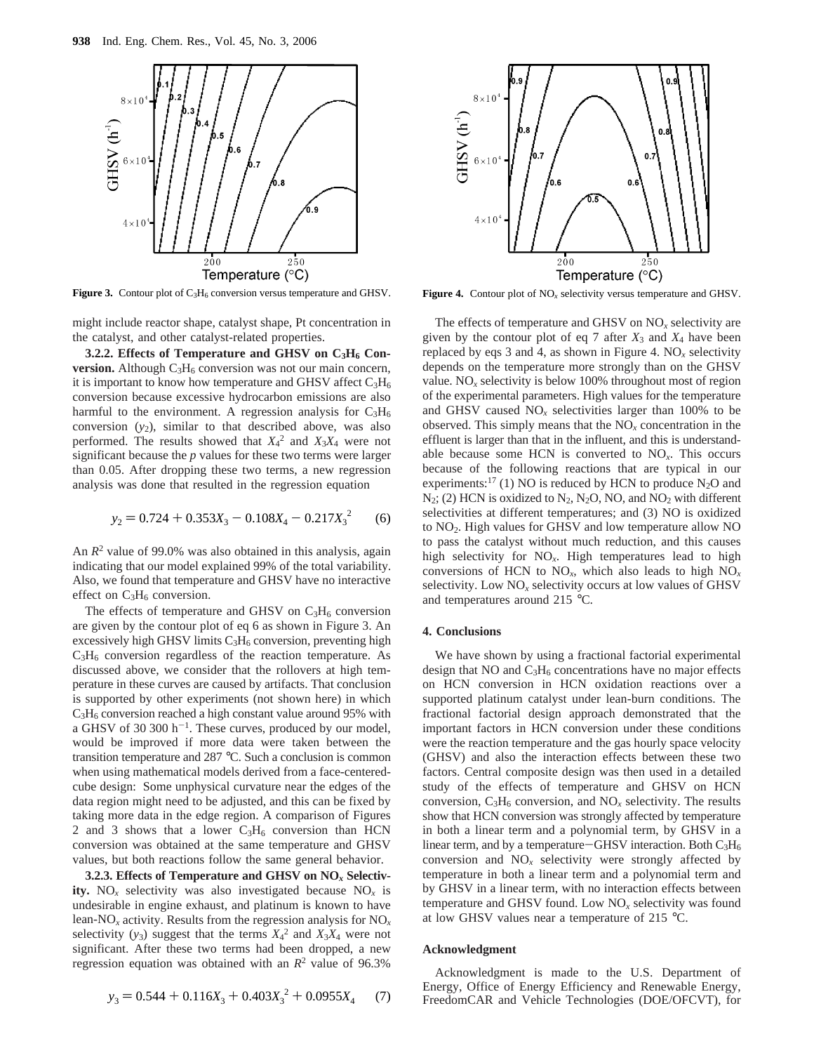**Figure 3.** Contour plot of $C_3H_6$ conversion versus temperature and GHSV.

**Figure 4.** Contour plot of $NO_x$ selectivity versus temperature and GHSV.

might include reactor shape, catalyst shape, Pt concentration in the catalyst, and other catalyst-related properties.

**3.2.2. Effects of Temperature and GHSV on $C_3H_6$ Conversion.** Although $C_3H_6$ conversion was not our main concern, it is important to know how temperature and GHSV affect $C_3H_6$ conversion because excessive hydrocarbon emissions are also harmful to the environment. A regression analysis for $C_3H_6$ conversion ($y_2$), similar to that described above, was also performed. The results showed that $X_4^2$ and $X_3X_4$ were not significant because the $p$ values for these two terms were larger than 0.05. After dropping these two terms, a new regression analysis was done that resulted in the regression equation

$$y_2 = 0.724 + 0.353X_3 - 0.108X_4 - 0.217X_3^2 \qquad (6)$$

An $R^2$ value of 99.0% was also obtained in this analysis, again indicating that our model explained 99% of the total variability. Also, we found that temperature and GHSV have no interactive effect on $C_3H_6$ conversion.

The effects of temperature and GHSV on $C_3H_6$ conversion are given by the contour plot of eq 6 as shown in Figure 3. An excessively high GHSV limits $C_3H_6$ conversion, preventing high $C_3H_6$ conversion regardless of the reaction temperature. As discussed above, we consider that the rollovers at high temperature in these curves are caused by artifacts. That conclusion is supported by other experiments (not shown here) in which $C_3H_6$ conversion reached a high constant value around 95% with a GHSV of 30 300 $h^{-1}$. These curves, produced by our model, would be improved if more data were taken between the transition temperature and 287 °C. Such a conclusion is common when using mathematical models derived from a face-centered-cube design: Some unphysical curvature near the edges of the data region might need to be adjusted, and this can be fixed by taking more data in the edge region. A comparison of Figures 2 and 3 shows that a lower $C_3H_6$ conversion than HCN conversion was obtained at the same temperature and GHSV values, but both reactions follow the same general behavior.

**3.2.3. Effects of Temperature and GHSV on $NO_x$ Selectivity.** $NO_x$ selectivity was also investigated because $NO_x$ is undesirable in engine exhaust, and platinum is known to have lean-$NO_x$ activity. Results from the regression analysis for $NO_x$ selectivity ($y_3$) suggest that the terms $X_4^2$ and $X_3X_4$ were not significant. After these two terms had been dropped, a new regression equation was obtained with an $R^2$ value of 96.3%

$$y_3 = 0.544 + 0.116X_3 + 0.403X_3^2 + 0.0955X_4 \qquad (7)$$

The effects of temperature and GHSV on $NO_x$ selectivity are given by the contour plot of eq 7 after $X_3$ and $X_4$ have been replaced by eqs 3 and 4, as shown in Figure 4. $NO_x$ selectivity depends on the temperature more strongly than on the GHSV value. $NO_x$ selectivity is below 100% throughout most of region of the experimental parameters. High values for the temperature and GHSV caused $NO_x$ selectivities larger than 100% to be observed. This simply means that the $NO_x$ concentration in the effluent is larger than that in the influent, and this is understandable because some HCN is converted to $NO_x$. This occurs because of the following reactions that are typical in our experiments:[17] (1) NO is reduced by HCN to produce $N_2O$ and $N_2$; (2) HCN is oxidized to $N_2$, $N_2O$, NO, and $NO_2$ with different selectivities at different temperatures; and (3) NO is oxidized to $NO_2$. High values for GHSV and low temperature allow NO to pass the catalyst without much reduction, and this causes high selectivity for $NO_x$. High temperatures lead to high conversions of HCN to $NO_x$, which also leads to high $NO_x$ selectivity. Low $NO_x$ selectivity occurs at low values of GHSV and temperatures around 215 °C.

## 4. Conclusions

We have shown by using a fractional factorial experimental design that NO and $C_3H_6$ concentrations have no major effects on HCN conversion in HCN oxidation reactions over a supported platinum catalyst under lean-burn conditions. The fractional factorial design approach demonstrated that the important factors in HCN conversion under these conditions were the reaction temperature and the gas hourly space velocity (GHSV) and also the interaction effects between these two factors. Central composite design was then used in a detailed study of the effects of temperature and GHSV on HCN conversion, $C_3H_6$ conversion, and $NO_x$ selectivity. The results show that HCN conversion was strongly affected by temperature in both a linear term and a polynomial term, by GHSV in a linear term, and by a temperature−GHSV interaction. Both $C_3H_6$ conversion and $NO_x$ selectivity were strongly affected by temperature in both a linear term and a polynomial term and by GHSV in a linear term, with no interaction effects between temperature and GHSV found. Low $NO_x$ selectivity was found at low GHSV values near a temperature of 215 °C.

## Acknowledgment

Acknowledgment is made to the U.S. Department of Energy, Office of Energy Efficiency and Renewable Energy, FreedomCAR and Vehicle Technologies (DOE/OFCVT), for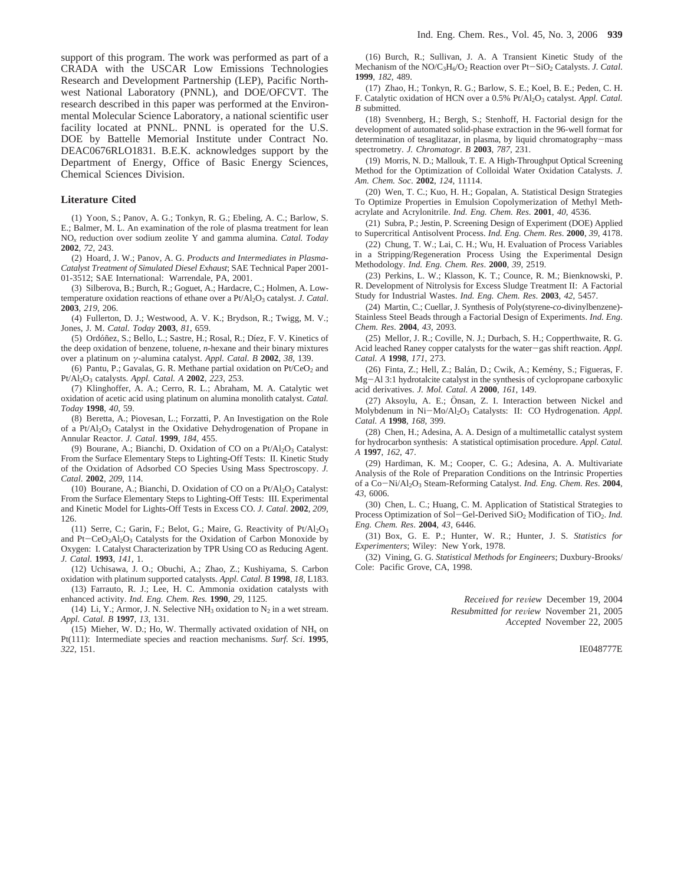support of this program. The work was performed as part of a CRADA with the USCAR Low Emissions Technologies Research and Development Partnership (LEP), Pacific Northwest National Laboratory (PNNL), and DOE/OFCVT. The research described in this paper was performed at the Environmental Molecular Science Laboratory, a national scientific user facility located at PNNL. PNNL is operated for the U.S. DOE by Battelle Memorial Institute under Contract No. DEAC0676RLO1831. B.E.K. acknowledges support by the Department of Energy, Office of Basic Energy Sciences, Chemical Sciences Division.

## Literature Cited

(1) Yoon, S.; Panov, A. G.; Tonkyn, R. G.; Ebeling, A. C.; Barlow, S. E.; Balmer, M. L. An examination of the role of plasma treatment for lean $NO_x$ reduction over sodium zeolite Y and gamma alumina. *Catal. Today* **2002**, *72*, 243.

(2) Hoard, J. W.; Panov, A. G. *Products and Intermediates in Plasma-Catalyst Treatment of Simulated Diesel Exhaust*; SAE Technical Paper 2001-01-3512; SAE International: Warrendale, PA, 2001.

(3) Silberova, B.; Burch, R.; Goguet, A.; Hardacre, C.; Holmen, A. Low-temperature oxidation reactions of ethane over a $Pt/Al_2O_3$ catalyst. *J. Catal*. **2003**, *219*, 206.

(4) Fullerton, D. J.; Westwood, A. V. K.; Brydson, R.; Twigg, M. V.; Jones, J. M. *Catal. Today* **2003**, *81*, 659.

(5) Ordóñez, S.; Bello, L.; Sastre, H.; Rosal, R.; Díez, F. V. Kinetics of the deep oxidation of benzene, toluene, *n*-hexane and their binary mixtures over a platinum on $\gamma$-alumina catalyst. *Appl. Catal. B* **2002**, *38*, 139.

(6) Pantu, P.; Gavalas, G. R. Methane partial oxidation on $Pt/CeO_2$ and $Pt/Al_2O_3$ catalysts. *Appl. Catal. A* **2002**, *223*, 253.

(7) Klinghoffer, A. A.; Cerro, R. L.; Abraham, M. A. Catalytic wet oxidation of acetic acid using platinum on alumina monolith catalyst. *Catal. Today* **1998**, *40*, 59.

(8) Beretta, A.; Piovesan, L.; Forzatti, P. An Investigation on the Role of a $Pt/Al_2O_3$ Catalyst in the Oxidative Dehydrogenation of Propane in Annular Reactor. *J. Catal*. **1999**, *184*, 455.

(9) Bourane, A.; Bianchi, D. Oxidation of CO on a $Pt/Al_2O_3$ Catalyst: From the Surface Elementary Steps to Lighting-Off Tests: II. Kinetic Study of the Oxidation of Adsorbed CO Species Using Mass Spectroscopy. *J. Catal*. **2002**, *209*, 114.

(10) Bourane, A.; Bianchi, D. Oxidation of CO on a $Pt/Al_2O_3$ Catalyst: From the Surface Elementary Steps to Lighting-Off Tests: III. Experimental and Kinetic Model for Lights-Off Tests in Excess CO. *J. Catal*. **2002**, *209*, 126.

(11) Serre, C.; Garin, F.; Belot, G.; Maire, G. Reactivity of $Pt/Al_2O_3$ and $Pt-CeO_2Al_2O_3$ Catalysts for the Oxidation of Carbon Monoxide by Oxygen: I. Catalyst Characterization by TPR Using CO as Reducing Agent. *J. Catal*. **1993**, *141*, 1.

(12) Uchisawa, J. O.; Obuchi, A.; Zhao, Z.; Kushiyama, S. Carbon oxidation with platinum supported catalysts. *Appl. Catal. B* **1998**, *18*, L183.

(13) Farrauto, R. J.; Lee, H. C. Ammonia oxidation catalysts with enhanced activity. *Ind. Eng. Chem. Res.* **1990**, *29*, 1125.

(14) Li, Y.; Armor, J. N. Selective $NH_3$ oxidation to $N_2$ in a wet stream. *Appl. Catal. B* **1997**, *13*, 131.

(15) Mieher, W. D.; Ho, W. Thermally activated oxidation of $NH_s$ on Pt(111): Intermediate species and reaction mechanisms. *Surf. Sci*. **1995**, *322*, 151.

(16) Burch, R.; Sullivan, J. A. A Transient Kinetic Study of the Mechanism of the $NO/C_3H_6/O_2$ Reaction over $Pt-SiO_2$ Catalysts. *J. Catal*. **1999**, *182*, 489.

(17) Zhao, H.; Tonkyn, R. G.; Barlow, S. E.; Koel, B. E.; Peden, C. H. F. Catalytic oxidation of HCN over a 0.5% $Pt/Al_2O_3$ catalyst. *Appl. Catal. B* submitted.

(18) Svennberg, H.; Bergh, S.; Stenhoff, H. Factorial design for the development of automated solid-phase extraction in the 96-well format for determination of tesaglitazar, in plasma, by liquid chromatography−mass spectrometry. *J. Chromatogr. B* **2003**, *787*, 231.

(19) Morris, N. D.; Mallouk, T. E. A High-Throughput Optical Screening Method for the Optimization of Colloidal Water Oxidation Catalysts. *J. Am. Chem. Soc*. **2002**, *124*, 11114.

(20) Wen, T. C.; Kuo, H. H.; Gopalan, A. Statistical Design Strategies To Optimize Properties in Emulsion Copolymerization of Methyl Methacrylate and Acrylonitrile. *Ind. Eng. Chem. Res*. **2001**, *40*, 4536.

(21) Subra, P.; Jestin, P. Screening Design of Experiment (DOE) Applied to Supercritical Antisolvent Process. *Ind. Eng. Chem. Res*. **2000**, *39*, 4178.

(22) Chung, T. W.; Lai, C. H.; Wu, H. Evaluation of Process Variables in a Stripping/Regeneration Process Using the Experimental Design Methodology. *Ind. Eng. Chem. Res*. **2000**, *39*, 2519.

(23) Perkins, L. W.; Klasson, T. K.; Counce, R. M.; Bienkowski, P. R. Development of Nitrolysis for Excess Sludge Treatment II: A Factorial Study for Industrial Wastes. *Ind. Eng. Chem. Res*. **2003**, *42*, 5457.

(24) Martin, C.; Cuellar, J. Synthesis of Poly(styrene-*co*-divinylbenzene)-Stainless Steel Beads through a Factorial Design of Experiments. *Ind. Eng. Chem. Res*. **2004**, *43*, 2093.

(25) Mellor, J. R.; Coville, N. J.; Durbach, S. H.; Copperthwaite, R. G. Acid leached Raney copper catalysts for the water−gas shift reaction. *Appl. Catal. A* **1998**, *171*, 273.

(26) Finta, Z.; Hell, Z.; Balán, D.; Cwik, A.; Kemény, S.; Figueras, F. Mg−Al 3:1 hydrotalcite catalyst in the synthesis of cyclopropane carboxylic acid derivatives. *J. Mol. Catal. A* **2000**, *161*, 149.

(27) Aksoylu, A. E.; Önsan, Z. I. Interaction between Nickel and Molybdenum in $Ni-Mo/Al_2O_3$ Catalysts: II: CO Hydrogenation. *Appl. Catal. A* **1998**, *168*, 399.

(28) Chen, H.; Adesina, A. A. Design of a multimetallic catalyst system for hydrocarbon synthesis: A statistical optimisation procedure. *Appl. Catal. A* **1997**, *162*, 47.

(29) Hardiman, K. M.; Cooper, C. G.; Adesina, A. A. Multivariate Analysis of the Role of Preparation Conditions on the Intrinsic Properties of a $Co-Ni/Al_2O_3$ Steam-Reforming Catalyst. *Ind. Eng. Chem. Res*. **2004**, *43*, 6006.

(30) Chen, L. C.; Huang, C. M. Application of Statistical Strategies to Process Optimization of Sol−Gel-Derived $SiO_2$ Modification of $TiO_2$. *Ind. Eng. Chem. Res*. **2004**, *43*, 6446.

(31) Box, G. E. P.; Hunter, W. R.; Hunter, J. S. *Statistics for Experimenters*; Wiley: New York, 1978.

(32) Vining, G. G. *Statistical Methods for Engineers*; Duxbury-Brooks/Cole: Pacific Grove, CA, 1998.

*Received for review* December 19, 2004
*Resubmitted for review* November 21, 2005
*Accepted* November 22, 2005

IE048777E